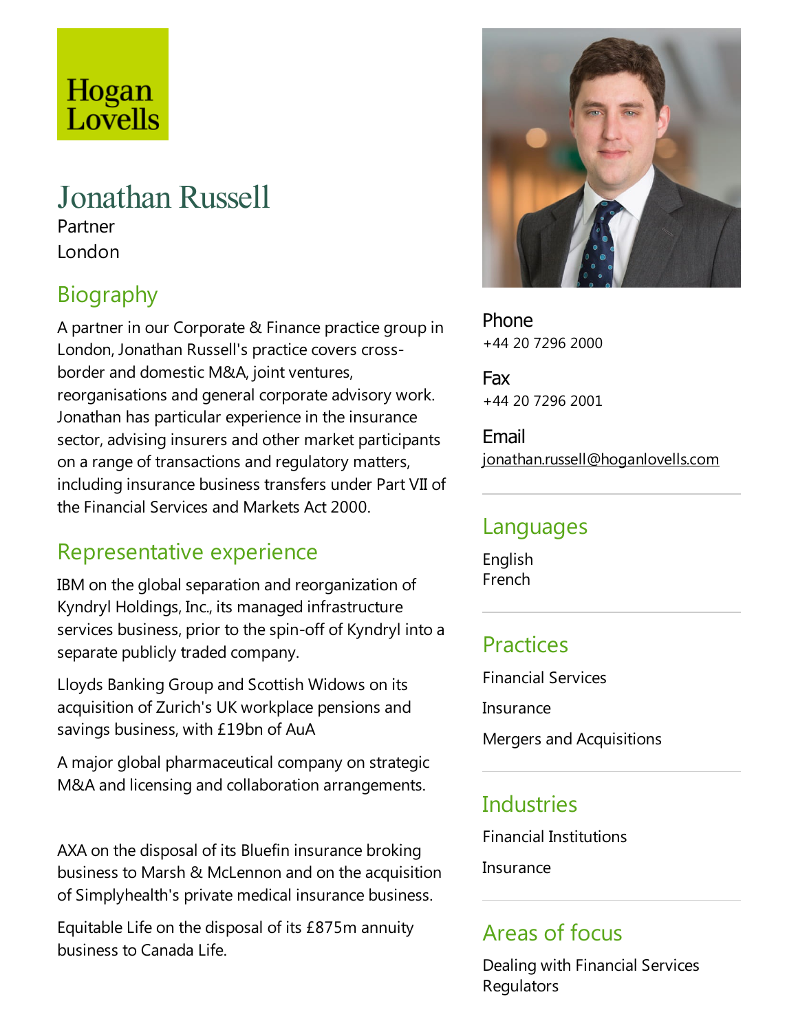Hogan Lovells

# Jonathan Russell

Partner

London

## Biography

A partner in our Corporate & Finance practice group in London, Jonathan Russell's practice covers cross-border and domestic M&A, joint ventures, reorganisations and general corporate advisory work. Jonathan has particular experience in the insurance sector, advising insurers and other market participants on a range of transactions and regulatory matters, including insurance business transfers under Part VII of the Financial Services and Markets Act 2000.

## Representative experience

IBM on the global separation and reorganization of Kyndryl Holdings, Inc., its managed infrastructure services business, prior to the spin-off of Kyndryl into a separate publicly traded company.

Lloyds Banking Group and Scottish Widows on its acquisition of Zurich's UK workplace pensions and savings business, with £19bn of AuA

A major global pharmaceutical company on strategic M&A and licensing and collaboration arrangements.

AXA on the disposal of its Bluefin insurance broking business to Marsh & McLennon and on the acquisition of Simplyhealth's private medical insurance business.

Equitable Life on the disposal of its £875m annuity business to Canada Life.

**Phone**
+44 20 7296 2000

**Fax**
+44 20 7296 2001

**Email**
jonathan.russell@hoganlovells.com

## Languages

English
French

## Practices

Financial Services

Insurance

Mergers and Acquisitions

## Industries

Financial Institutions

Insurance

## Areas of focus

Dealing with Financial Services Regulators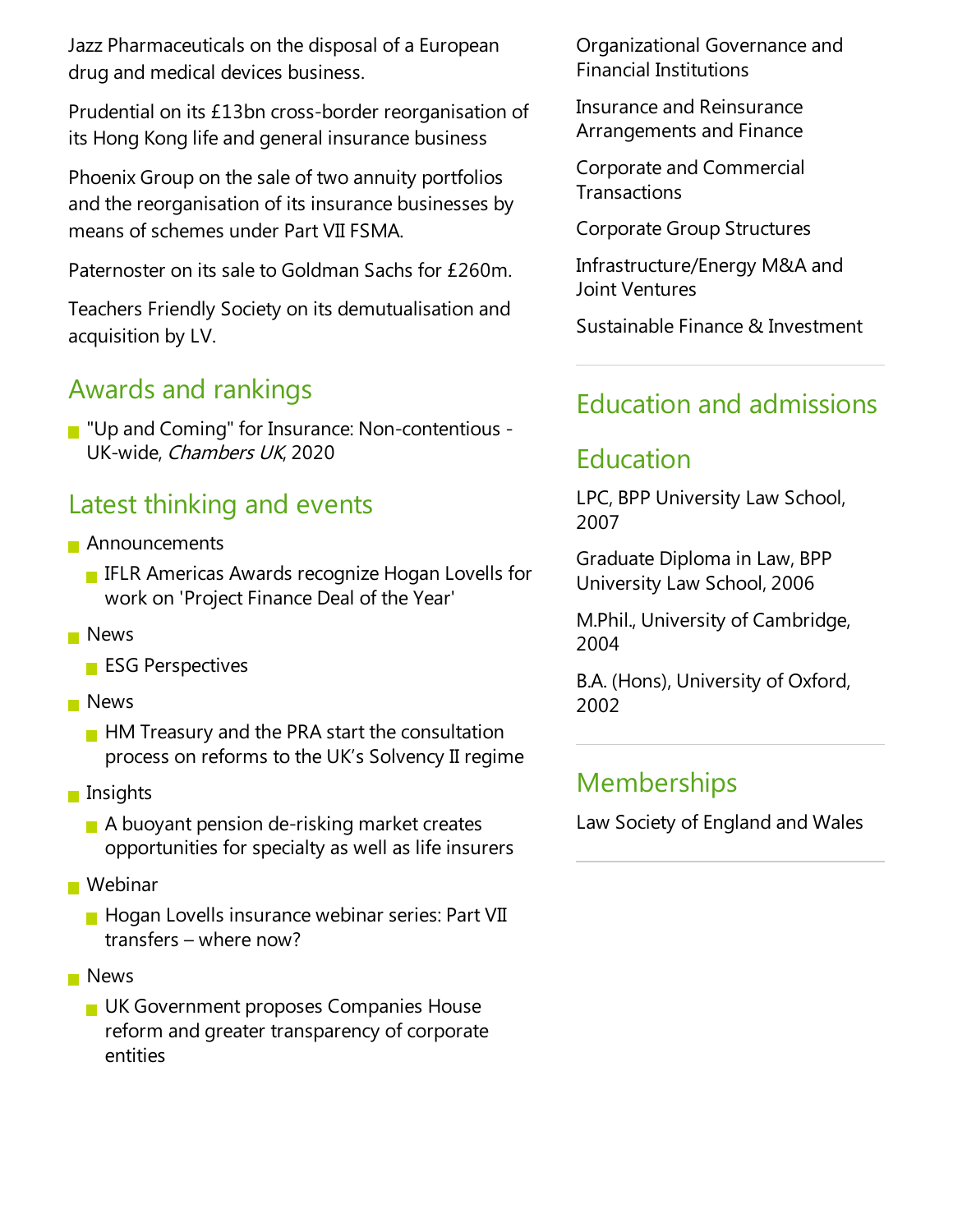Jazz Pharmaceuticals on the disposal of a European drug and medical devices business.

Prudential on its £13bn cross-border reorganisation of its Hong Kong life and general insurance business

Phoenix Group on the sale of two annuity portfolios and the reorganisation of its insurance businesses by means of schemes under Part VII FSMA.

Paternoster on its sale to Goldman Sachs for £260m.

Teachers Friendly Society on its demutualisation and acquisition by LV.

## Awards and rankings

- "Up and Coming" for Insurance: Non-contentious - UK-wide, *Chambers UK*, 2020

## Latest thinking and events

- Announcements
  - IFLR Americas Awards recognize Hogan Lovells for work on 'Project Finance Deal of the Year'
- News
  - ESG Perspectives
- News
  - HM Treasury and the PRA start the consultation process on reforms to the UK's Solvency II regime
- Insights
  - A buoyant pension de-risking market creates opportunities for specialty as well as life insurers
- Webinar
  - Hogan Lovells insurance webinar series: Part VII transfers – where now?
- News
  - UK Government proposes Companies House reform and greater transparency of corporate entities

Organizational Governance and Financial Institutions

Insurance and Reinsurance Arrangements and Finance

Corporate and Commercial Transactions

Corporate Group Structures

Infrastructure/Energy M&A and Joint Ventures

Sustainable Finance & Investment

## Education and admissions

## Education

LPC, BPP University Law School, 2007

Graduate Diploma in Law, BPP University Law School, 2006

M.Phil., University of Cambridge, 2004

B.A. (Hons), University of Oxford, 2002

## Memberships

Law Society of England and Wales